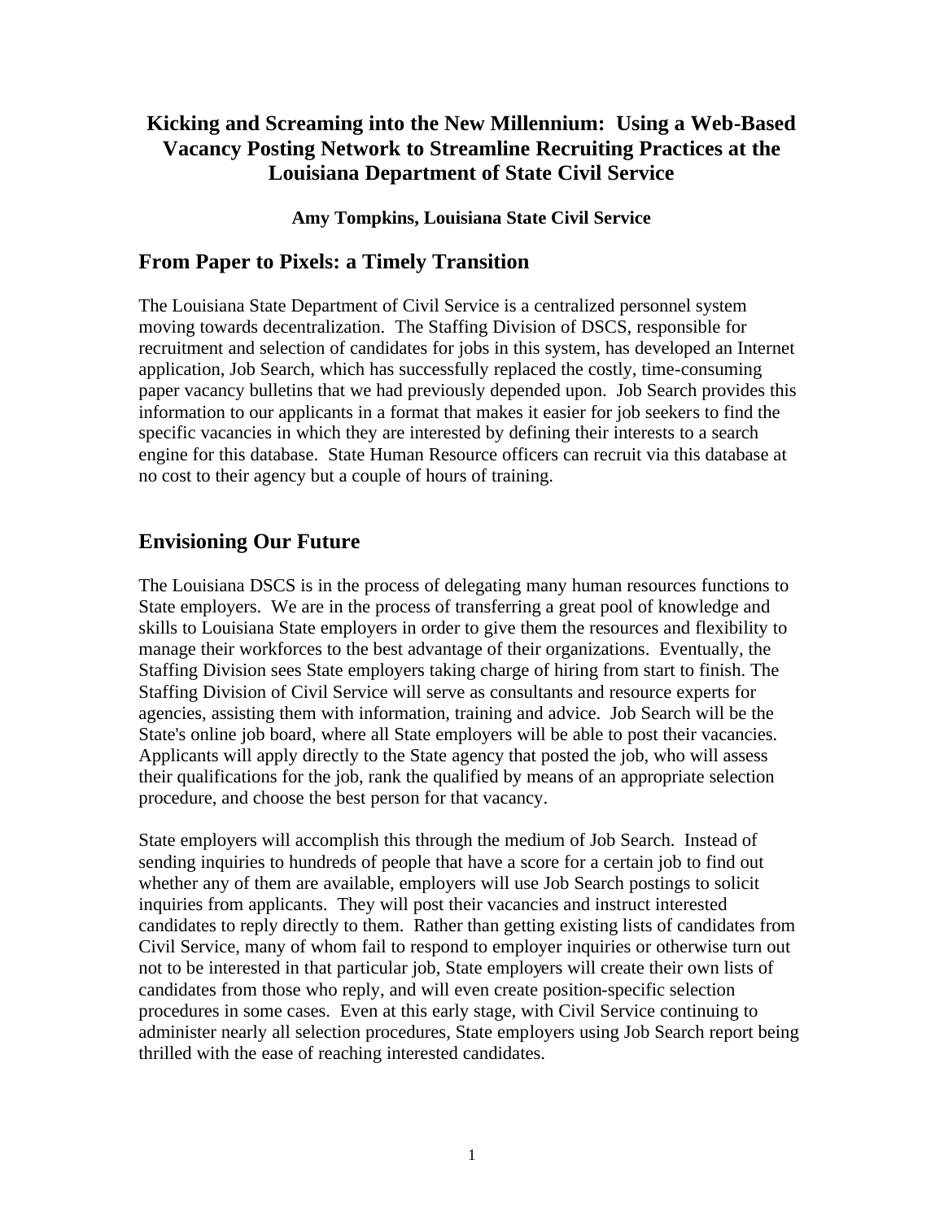# Kicking and Screaming into the New Millennium: Using a Web-Based Vacancy Posting Network to Streamline Recruiting Practices at the Louisiana Department of State Civil Service

**Amy Tompkins, Louisiana State Civil Service**

## From Paper to Pixels: a Timely Transition

The Louisiana State Department of Civil Service is a centralized personnel system moving towards decentralization. The Staffing Division of DSCS, responsible for recruitment and selection of candidates for jobs in this system, has developed an Internet application, Job Search, which has successfully replaced the costly, time-consuming paper vacancy bulletins that we had previously depended upon. Job Search provides this information to our applicants in a format that makes it easier for job seekers to find the specific vacancies in which they are interested by defining their interests to a search engine for this database. State Human Resource officers can recruit via this database at no cost to their agency but a couple of hours of training.

## Envisioning Our Future

The Louisiana DSCS is in the process of delegating many human resources functions to State employers. We are in the process of transferring a great pool of knowledge and skills to Louisiana State employers in order to give them the resources and flexibility to manage their workforces to the best advantage of their organizations. Eventually, the Staffing Division sees State employers taking charge of hiring from start to finish. The Staffing Division of Civil Service will serve as consultants and resource experts for agencies, assisting them with information, training and advice. Job Search will be the State's online job board, where all State employers will be able to post their vacancies. Applicants will apply directly to the State agency that posted the job, who will assess their qualifications for the job, rank the qualified by means of an appropriate selection procedure, and choose the best person for that vacancy.

State employers will accomplish this through the medium of Job Search. Instead of sending inquiries to hundreds of people that have a score for a certain job to find out whether any of them are available, employers will use Job Search postings to solicit inquiries from applicants. They will post their vacancies and instruct interested candidates to reply directly to them. Rather than getting existing lists of candidates from Civil Service, many of whom fail to respond to employer inquiries or otherwise turn out not to be interested in that particular job, State employers will create their own lists of candidates from those who reply, and will even create position-specific selection procedures in some cases. Even at this early stage, with Civil Service continuing to administer nearly all selection procedures, State employers using Job Search report being thrilled with the ease of reaching interested candidates.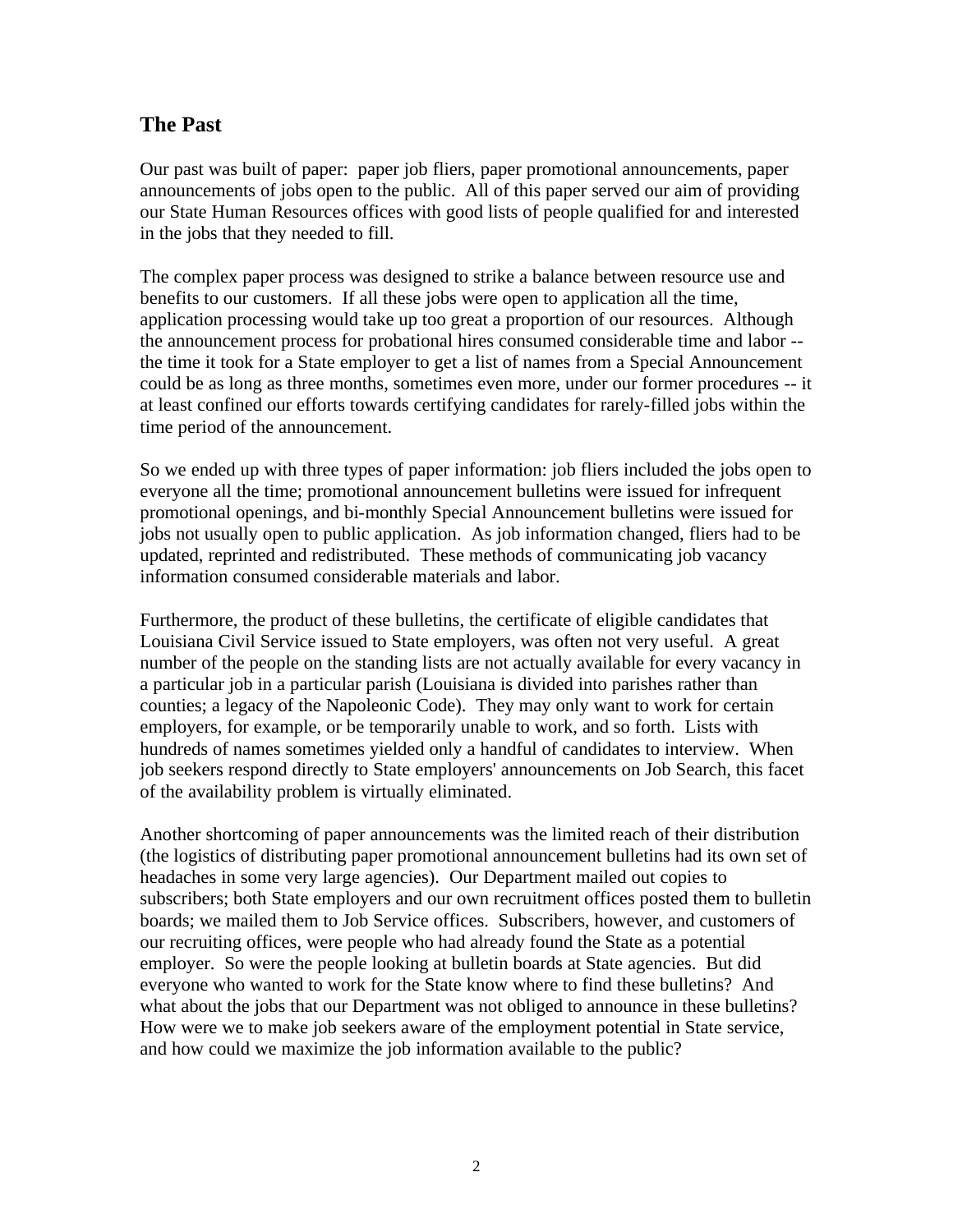## The Past

Our past was built of paper: paper job fliers, paper promotional announcements, paper announcements of jobs open to the public. All of this paper served our aim of providing our State Human Resources offices with good lists of people qualified for and interested in the jobs that they needed to fill.

The complex paper process was designed to strike a balance between resource use and benefits to our customers. If all these jobs were open to application all the time, application processing would take up too great a proportion of our resources. Although the announcement process for probational hires consumed considerable time and labor -- the time it took for a State employer to get a list of names from a Special Announcement could be as long as three months, sometimes even more, under our former procedures -- it at least confined our efforts towards certifying candidates for rarely-filled jobs within the time period of the announcement.

So we ended up with three types of paper information: job fliers included the jobs open to everyone all the time; promotional announcement bulletins were issued for infrequent promotional openings, and bi-monthly Special Announcement bulletins were issued for jobs not usually open to public application. As job information changed, fliers had to be updated, reprinted and redistributed. These methods of communicating job vacancy information consumed considerable materials and labor.

Furthermore, the product of these bulletins, the certificate of eligible candidates that Louisiana Civil Service issued to State employers, was often not very useful. A great number of the people on the standing lists are not actually available for every vacancy in a particular job in a particular parish (Louisiana is divided into parishes rather than counties; a legacy of the Napoleonic Code). They may only want to work for certain employers, for example, or be temporarily unable to work, and so forth. Lists with hundreds of names sometimes yielded only a handful of candidates to interview. When job seekers respond directly to State employers' announcements on Job Search, this facet of the availability problem is virtually eliminated.

Another shortcoming of paper announcements was the limited reach of their distribution (the logistics of distributing paper promotional announcement bulletins had its own set of headaches in some very large agencies). Our Department mailed out copies to subscribers; both State employers and our own recruitment offices posted them to bulletin boards; we mailed them to Job Service offices. Subscribers, however, and customers of our recruiting offices, were people who had already found the State as a potential employer. So were the people looking at bulletin boards at State agencies. But did everyone who wanted to work for the State know where to find these bulletins? And what about the jobs that our Department was not obliged to announce in these bulletins? How were we to make job seekers aware of the employment potential in State service, and how could we maximize the job information available to the public?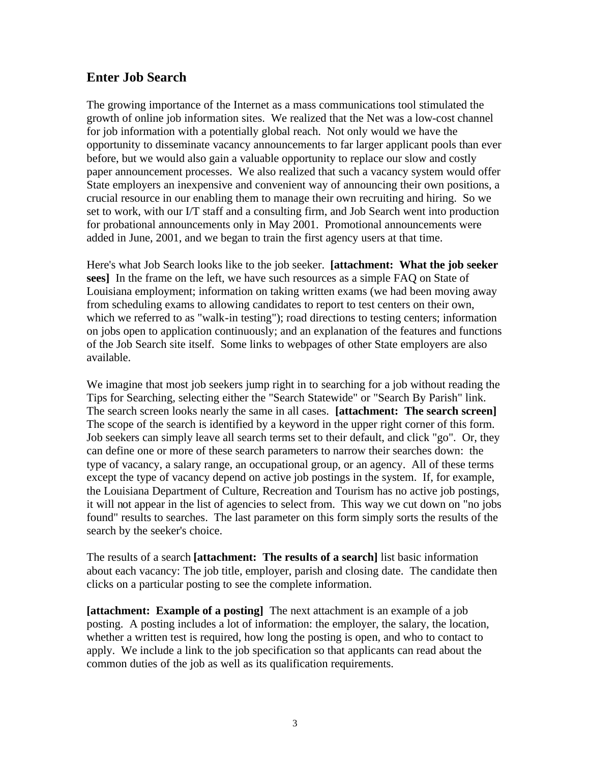## Enter Job Search

The growing importance of the Internet as a mass communications tool stimulated the growth of online job information sites. We realized that the Net was a low-cost channel for job information with a potentially global reach. Not only would we have the opportunity to disseminate vacancy announcements to far larger applicant pools than ever before, but we would also gain a valuable opportunity to replace our slow and costly paper announcement processes. We also realized that such a vacancy system would offer State employers an inexpensive and convenient way of announcing their own positions, a crucial resource in our enabling them to manage their own recruiting and hiring. So we set to work, with our I/T staff and a consulting firm, and Job Search went into production for probational announcements only in May 2001. Promotional announcements were added in June, 2001, and we began to train the first agency users at that time.

Here's what Job Search looks like to the job seeker. **[attachment: What the job seeker sees]** In the frame on the left, we have such resources as a simple FAQ on State of Louisiana employment; information on taking written exams (we had been moving away from scheduling exams to allowing candidates to report to test centers on their own, which we referred to as "walk-in testing"); road directions to testing centers; information on jobs open to application continuously; and an explanation of the features and functions of the Job Search site itself. Some links to webpages of other State employers are also available.

We imagine that most job seekers jump right in to searching for a job without reading the Tips for Searching, selecting either the "Search Statewide" or "Search By Parish" link. The search screen looks nearly the same in all cases. **[attachment: The search screen]** The scope of the search is identified by a keyword in the upper right corner of this form. Job seekers can simply leave all search terms set to their default, and click "go". Or, they can define one or more of these search parameters to narrow their searches down: the type of vacancy, a salary range, an occupational group, or an agency. All of these terms except the type of vacancy depend on active job postings in the system. If, for example, the Louisiana Department of Culture, Recreation and Tourism has no active job postings, it will not appear in the list of agencies to select from. This way we cut down on "no jobs found" results to searches. The last parameter on this form simply sorts the results of the search by the seeker's choice.

The results of a search **[attachment: The results of a search]** list basic information about each vacancy: The job title, employer, parish and closing date. The candidate then clicks on a particular posting to see the complete information.

**[attachment: Example of a posting]** The next attachment is an example of a job posting. A posting includes a lot of information: the employer, the salary, the location, whether a written test is required, how long the posting is open, and who to contact to apply. We include a link to the job specification so that applicants can read about the common duties of the job as well as its qualification requirements.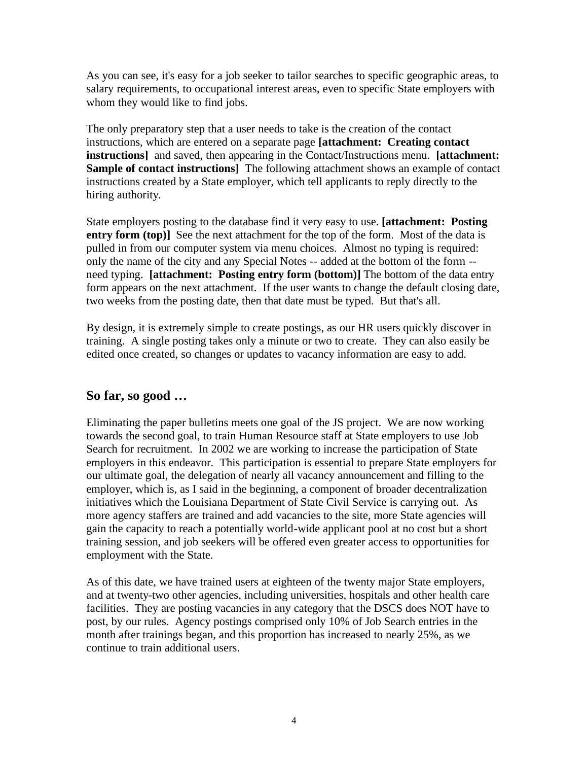As you can see, it's easy for a job seeker to tailor searches to specific geographic areas, to salary requirements, to occupational interest areas, even to specific State employers with whom they would like to find jobs.

The only preparatory step that a user needs to take is the creation of the contact instructions, which are entered on a separate page **[attachment: Creating contact instructions]** and saved, then appearing in the Contact/Instructions menu. **[attachment: Sample of contact instructions]** The following attachment shows an example of contact instructions created by a State employer, which tell applicants to reply directly to the hiring authority.

State employers posting to the database find it very easy to use. **[attachment: Posting entry form (top)]** See the next attachment for the top of the form. Most of the data is pulled in from our computer system via menu choices. Almost no typing is required: only the name of the city and any Special Notes -- added at the bottom of the form -- need typing. **[attachment: Posting entry form (bottom)]** The bottom of the data entry form appears on the next attachment. If the user wants to change the default closing date, two weeks from the posting date, then that date must be typed. But that's all.

By design, it is extremely simple to create postings, as our HR users quickly discover in training. A single posting takes only a minute or two to create. They can also easily be edited once created, so changes or updates to vacancy information are easy to add.

## So far, so good …

Eliminating the paper bulletins meets one goal of the JS project. We are now working towards the second goal, to train Human Resource staff at State employers to use Job Search for recruitment. In 2002 we are working to increase the participation of State employers in this endeavor. This participation is essential to prepare State employers for our ultimate goal, the delegation of nearly all vacancy announcement and filling to the employer, which is, as I said in the beginning, a component of broader decentralization initiatives which the Louisiana Department of State Civil Service is carrying out. As more agency staffers are trained and add vacancies to the site, more State agencies will gain the capacity to reach a potentially world-wide applicant pool at no cost but a short training session, and job seekers will be offered even greater access to opportunities for employment with the State.

As of this date, we have trained users at eighteen of the twenty major State employers, and at twenty-two other agencies, including universities, hospitals and other health care facilities. They are posting vacancies in any category that the DSCS does NOT have to post, by our rules. Agency postings comprised only 10% of Job Search entries in the month after trainings began, and this proportion has increased to nearly 25%, as we continue to train additional users.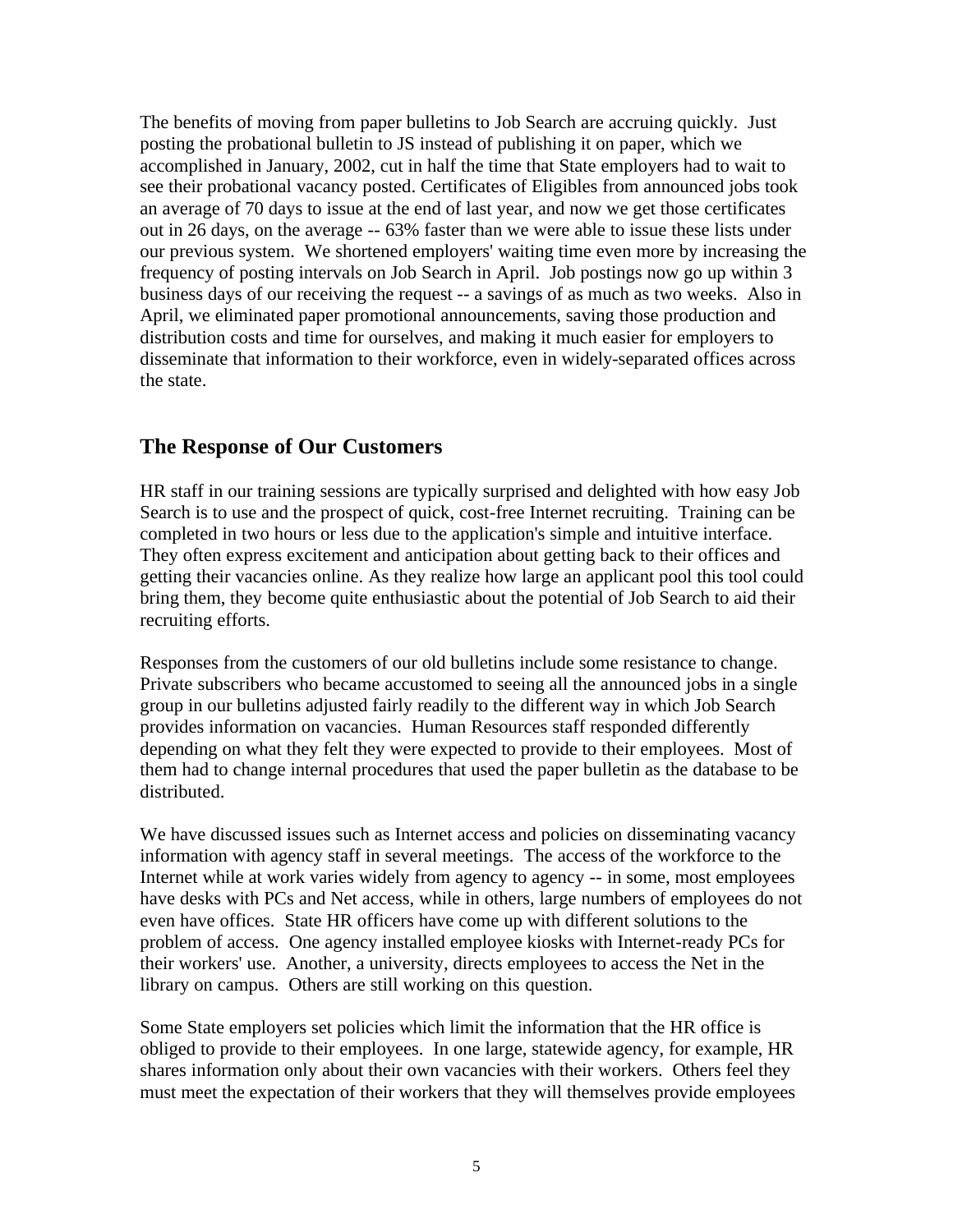The benefits of moving from paper bulletins to Job Search are accruing quickly. Just posting the probational bulletin to JS instead of publishing it on paper, which we accomplished in January, 2002, cut in half the time that State employers had to wait to see their probational vacancy posted. Certificates of Eligibles from announced jobs took an average of 70 days to issue at the end of last year, and now we get those certificates out in 26 days, on the average -- 63% faster than we were able to issue these lists under our previous system. We shortened employers' waiting time even more by increasing the frequency of posting intervals on Job Search in April. Job postings now go up within 3 business days of our receiving the request -- a savings of as much as two weeks. Also in April, we eliminated paper promotional announcements, saving those production and distribution costs and time for ourselves, and making it much easier for employers to disseminate that information to their workforce, even in widely-separated offices across the state.

## The Response of Our Customers

HR staff in our training sessions are typically surprised and delighted with how easy Job Search is to use and the prospect of quick, cost-free Internet recruiting. Training can be completed in two hours or less due to the application's simple and intuitive interface. They often express excitement and anticipation about getting back to their offices and getting their vacancies online. As they realize how large an applicant pool this tool could bring them, they become quite enthusiastic about the potential of Job Search to aid their recruiting efforts.

Responses from the customers of our old bulletins include some resistance to change. Private subscribers who became accustomed to seeing all the announced jobs in a single group in our bulletins adjusted fairly readily to the different way in which Job Search provides information on vacancies. Human Resources staff responded differently depending on what they felt they were expected to provide to their employees. Most of them had to change internal procedures that used the paper bulletin as the database to be distributed.

We have discussed issues such as Internet access and policies on disseminating vacancy information with agency staff in several meetings. The access of the workforce to the Internet while at work varies widely from agency to agency -- in some, most employees have desks with PCs and Net access, while in others, large numbers of employees do not even have offices. State HR officers have come up with different solutions to the problem of access. One agency installed employee kiosks with Internet-ready PCs for their workers' use. Another, a university, directs employees to access the Net in the library on campus. Others are still working on this question.

Some State employers set policies which limit the information that the HR office is obliged to provide to their employees. In one large, statewide agency, for example, HR shares information only about their own vacancies with their workers. Others feel they must meet the expectation of their workers that they will themselves provide employees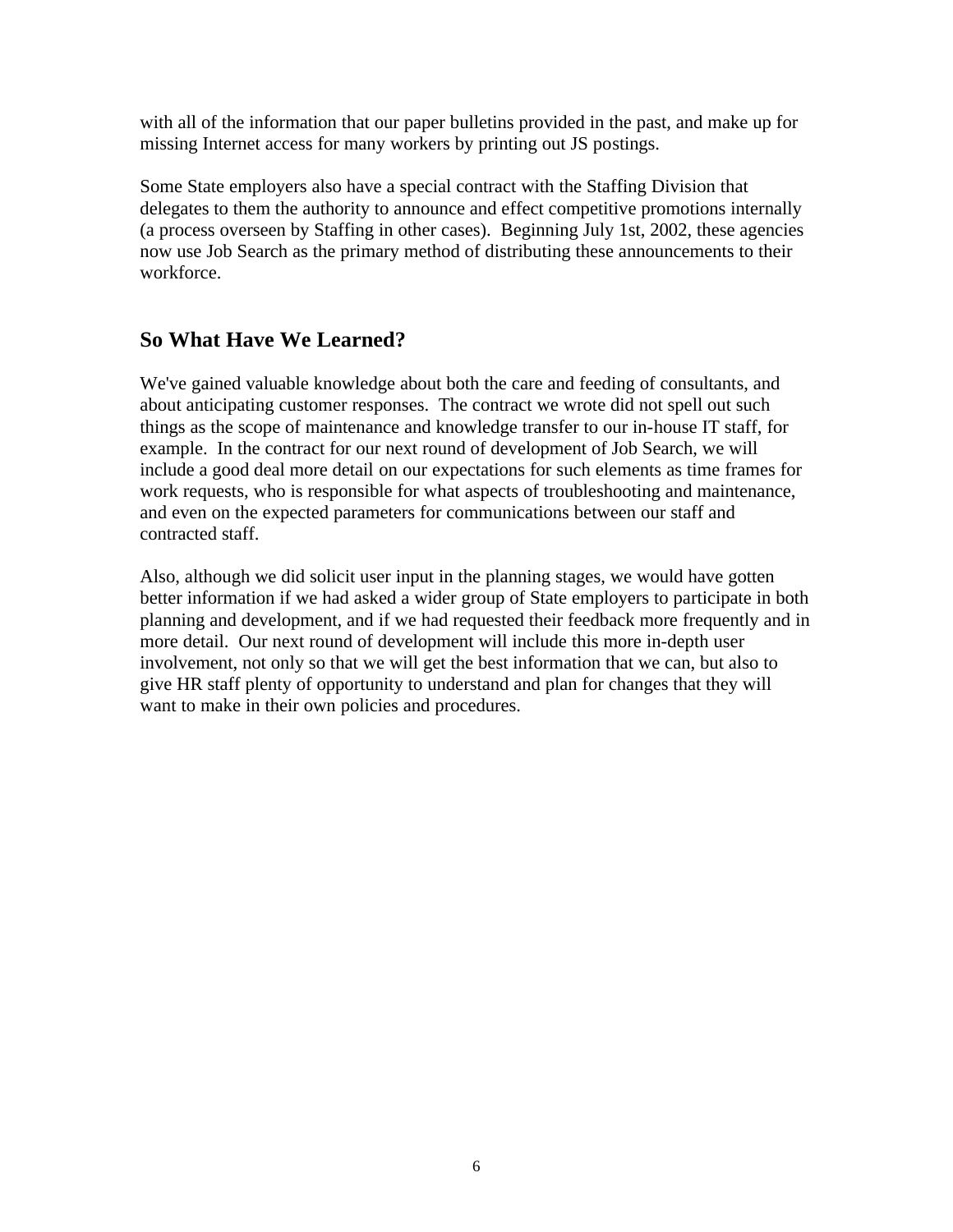with all of the information that our paper bulletins provided in the past, and make up for missing Internet access for many workers by printing out JS postings.

Some State employers also have a special contract with the Staffing Division that delegates to them the authority to announce and effect competitive promotions internally (a process overseen by Staffing in other cases). Beginning July 1st, 2002, these agencies now use Job Search as the primary method of distributing these announcements to their workforce.

## So What Have We Learned?

We've gained valuable knowledge about both the care and feeding of consultants, and about anticipating customer responses. The contract we wrote did not spell out such things as the scope of maintenance and knowledge transfer to our in-house IT staff, for example. In the contract for our next round of development of Job Search, we will include a good deal more detail on our expectations for such elements as time frames for work requests, who is responsible for what aspects of troubleshooting and maintenance, and even on the expected parameters for communications between our staff and contracted staff.

Also, although we did solicit user input in the planning stages, we would have gotten better information if we had asked a wider group of State employers to participate in both planning and development, and if we had requested their feedback more frequently and in more detail. Our next round of development will include this more in-depth user involvement, not only so that we will get the best information that we can, but also to give HR staff plenty of opportunity to understand and plan for changes that they will want to make in their own policies and procedures.